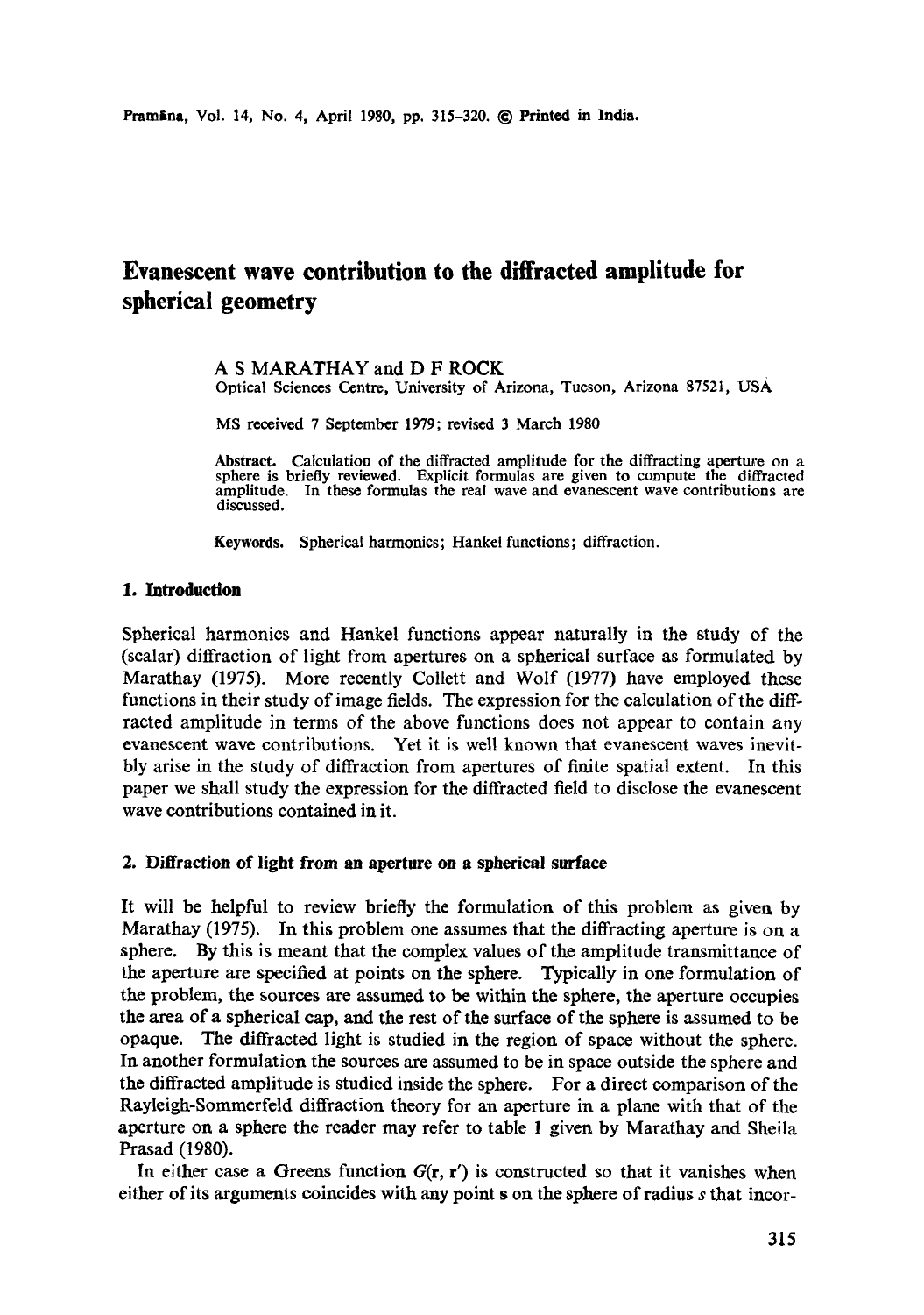# Evanescent wave contribution to the diffracted amplitude for spherical geometry

A S MARATHAY and D F ROCK
Optical Sciences Centre, University of Arizona, Tucson, Arizona 87521, USA

MS received 7 September 1979; revised 3 March 1980

**Abstract.** Calculation of the diffracted amplitude for the diffracting aperture on a sphere is briefly reviewed. Explicit formulas are given to compute the diffracted amplitude. In these formulas the real wave and evanescent wave contributions are discussed.

**Keywords.** Spherical harmonics; Hankel functions; diffraction.

## 1. Introduction

Spherical harmonics and Hankel functions appear naturally in the study of the (scalar) diffraction of light from apertures on a spherical surface as formulated by Marathay (1975). More recently Collett and Wolf (1977) have employed these functions in their study of image fields. The expression for the calculation of the diffracted amplitude in terms of the above functions does not appear to contain any evanescent wave contributions. Yet it is well known that evanescent waves inevitbly arise in the study of diffraction from apertures of finite spatial extent. In this paper we shall study the expression for the diffracted field to disclose the evanescent wave contributions contained in it.

## 2. Diffraction of light from an aperture on a spherical surface

It will be helpful to review briefly the formulation of this problem as given by Marathay (1975). In this problem one assumes that the diffracting aperture is on a sphere. By this is meant that the complex values of the amplitude transmittance of the aperture are specified at points on the sphere. Typically in one formulation of the problem, the sources are assumed to be within the sphere, the aperture occupies the area of a spherical cap, and the rest of the surface of the sphere is assumed to be opaque. The diffracted light is studied in the region of space without the sphere. In another formulation the sources are assumed to be in space outside the sphere and the diffracted amplitude is studied inside the sphere. For a direct comparison of the Rayleigh-Sommerfeld diffraction theory for an aperture in a plane with that of the aperture on a sphere the reader may refer to table 1 given by Marathay and Sheila Prasad (1980).

In either case a Greens function $G(\mathbf{r}, \mathbf{r}')$ is constructed so that it vanishes when either of its arguments coincides with any point $\mathbf{s}$ on the sphere of radius $s$ that incor-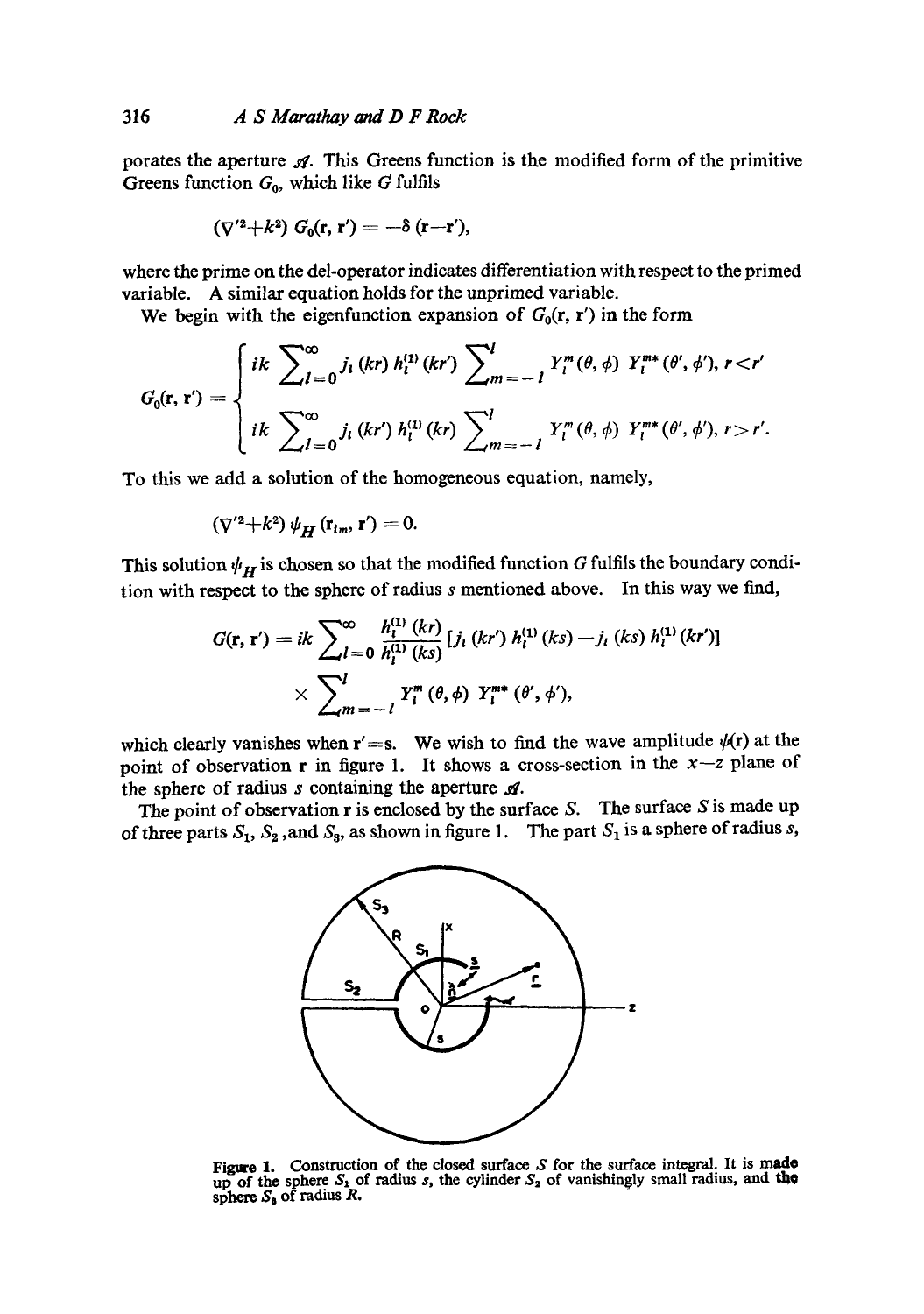porates the aperture $\mathscr{A}$. This Greens function is the modified form of the primitive Greens function $G_0$, which like $G$ fulfils

$$(\nabla'^2+k^2)\, G_0(\mathbf{r}, \mathbf{r}') = -\delta\,(\mathbf{r}-\mathbf{r}'),$$

where the prime on the del-operator indicates differentiation with respect to the primed variable. A similar equation holds for the unprimed variable.

We begin with the eigenfunction expansion of $G_0(\mathbf{r}, \mathbf{r}')$ in the form

$$G_0(\mathbf{r}, \mathbf{r}') = \begin{cases} ik \sum_{l=0}^{\infty} j_l\,(kr)\, h_l^{(1)}\,(kr') \sum_{m=-l}^{l} Y_l^m\,(\theta, \phi)\; Y_l^{m*}\,(\theta', \phi'),\; r<r' \\ ik \sum_{l=0}^{\infty} j_l\,(kr')\, h_l^{(1)}\,(kr) \sum_{m=-l}^{l} Y_l^m\,(\theta, \phi)\; Y_l^{m*}\,(\theta', \phi'),\; r>r'. \end{cases}$$

To this we add a solution of the homogeneous equation, namely,

$$(\nabla'^2+k^2)\, \psi_H\,(\mathbf{r}_{lm}, \mathbf{r}') = 0.$$

This solution $\psi_H$ is chosen so that the modified function $G$ fulfils the boundary condition with respect to the sphere of radius $s$ mentioned above. In this way we find,

$$G(\mathbf{r}, \mathbf{r}') = ik \sum_{l=0}^{\infty} \frac{h_l^{(1)}\,(kr)}{h_l^{(1)}\,(ks)}\,[j_l\,(kr')\, h_l^{(1)}\,(ks) - j_l\,(ks)\, h_l^{(1)}\,(kr')]$$
$$\times \sum_{m=-l}^{l} Y_l^m\,(\theta, \phi)\; Y_l^{m*}\,(\theta', \phi'),$$

which clearly vanishes when $\mathbf{r}' = \mathbf{s}$. We wish to find the wave amplitude $\psi(\mathbf{r})$ at the point of observation $\mathbf{r}$ in figure 1. It shows a cross-section in the $x-z$ plane of the sphere of radius $s$ containing the aperture $\mathscr{A}$.

The point of observation $\mathbf{r}$ is enclosed by the surface $S$. The surface $S$ is made up of three parts $S_1$, $S_2$, and $S_3$, as shown in figure 1. The part $S_1$ is a sphere of radius $s$,

**Figure 1.** Construction of the closed surface $S$ for the surface integral. It is made up of the sphere $S_1$ of radius $s$, the cylinder $S_2$ of vanishingly small radius, and the sphere $S_3$ of radius $R$.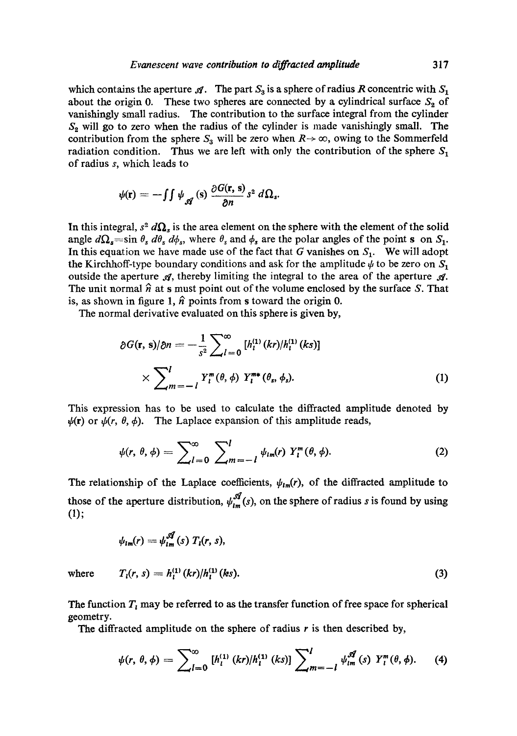which contains the aperture $\mathscr{A}$. The part $S_3$ is a sphere of radius $R$ concentric with $S_1$ about the origin 0. These two spheres are connected by a cylindrical surface $S_2$ of vanishingly small radius. The contribution to the surface integral from the cylinder $S_2$ will go to zero when the radius of the cylinder is made vanishingly small. The contribution from the sphere $S_3$ will be zero when $R \rightarrow \infty$, owing to the Sommerfeld radiation condition. Thus we are left with only the contribution of the sphere $S_1$ of radius $s$, which leads to

$$\psi(\mathbf{r}) = -\iint \psi_{\mathscr{A}}(\mathbf{s}) \frac{\partial G(\mathbf{r}, \mathbf{s})}{\partial n} s^2 \, d\Omega_s.$$

In this integral, $s^2 \, d\Omega_s$ is the area element on the sphere with the element of the solid angle $d\Omega_s = \sin \theta_s \, d\theta_s \, d\phi_s$, where $\theta_s$ and $\phi_s$ are the polar angles of the point $\mathbf{s}$ on $S_1$. In this equation we have made use of the fact that $G$ vanishes on $S_1$. We will adopt the Kirchhoff-type boundary conditions and ask for the amplitude $\psi$ to be zero on $S_1$ outside the aperture $\mathscr{A}$, thereby limiting the integral to the area of the aperture $\mathscr{A}$. The unit normal $\hat{n}$ at $\mathbf{s}$ must point out of the volume enclosed by the surface $S$. That is, as shown in figure 1, $\hat{n}$ points from $\mathbf{s}$ toward the origin 0.

The normal derivative evaluated on this sphere is given by,

$$\partial G(\mathbf{r}, \mathbf{s})/\partial n = -\frac{1}{s^2} \sum_{l=0}^{\infty} [h_l^{(1)}(kr)/h_l^{(1)}(ks)] \times \sum_{m=-l}^{l} Y_l^m(\theta, \phi) \, Y_l^{m*}(\theta_s, \phi_s). \tag{1}$$

This expression has to be used to calculate the diffracted amplitude denoted by $\psi(\mathbf{r})$ or $\psi(r, \theta, \phi)$. The Laplace expansion of this amplitude reads,

$$\psi(r, \theta, \phi) = \sum_{l=0}^{\infty} \sum_{m=-l}^{l} \psi_{lm}(r) \, Y_l^m(\theta, \phi). \tag{2}$$

The relationship of the Laplace coefficients, $\psi_{lm}(r)$, of the diffracted amplitude to those of the aperture distribution, $\psi_{lm}^{\mathscr{A}}(s)$, on the sphere of radius $s$ is found by using (1);

$$\psi_{lm}(r) = \psi_{lm}^{\mathscr{A}}(s) \, T_l(r, s),$$

where

$$T_l(r, s) = h_l^{(1)}(kr)/h_l^{(1)}(ks). \tag{3}$$

The function $T_l$ may be referred to as the transfer function of free space for spherical geometry.

The diffracted amplitude on the sphere of radius $r$ is then described by,

$$\psi(r, \theta, \phi) = \sum_{l=0}^{\infty} [h_l^{(1)}(kr)/h_l^{(1)}(ks)] \sum_{m=-l}^{l} \psi_{lm}^{\mathscr{A}}(s) \, Y_l^m(\theta, \phi). \tag{4}$$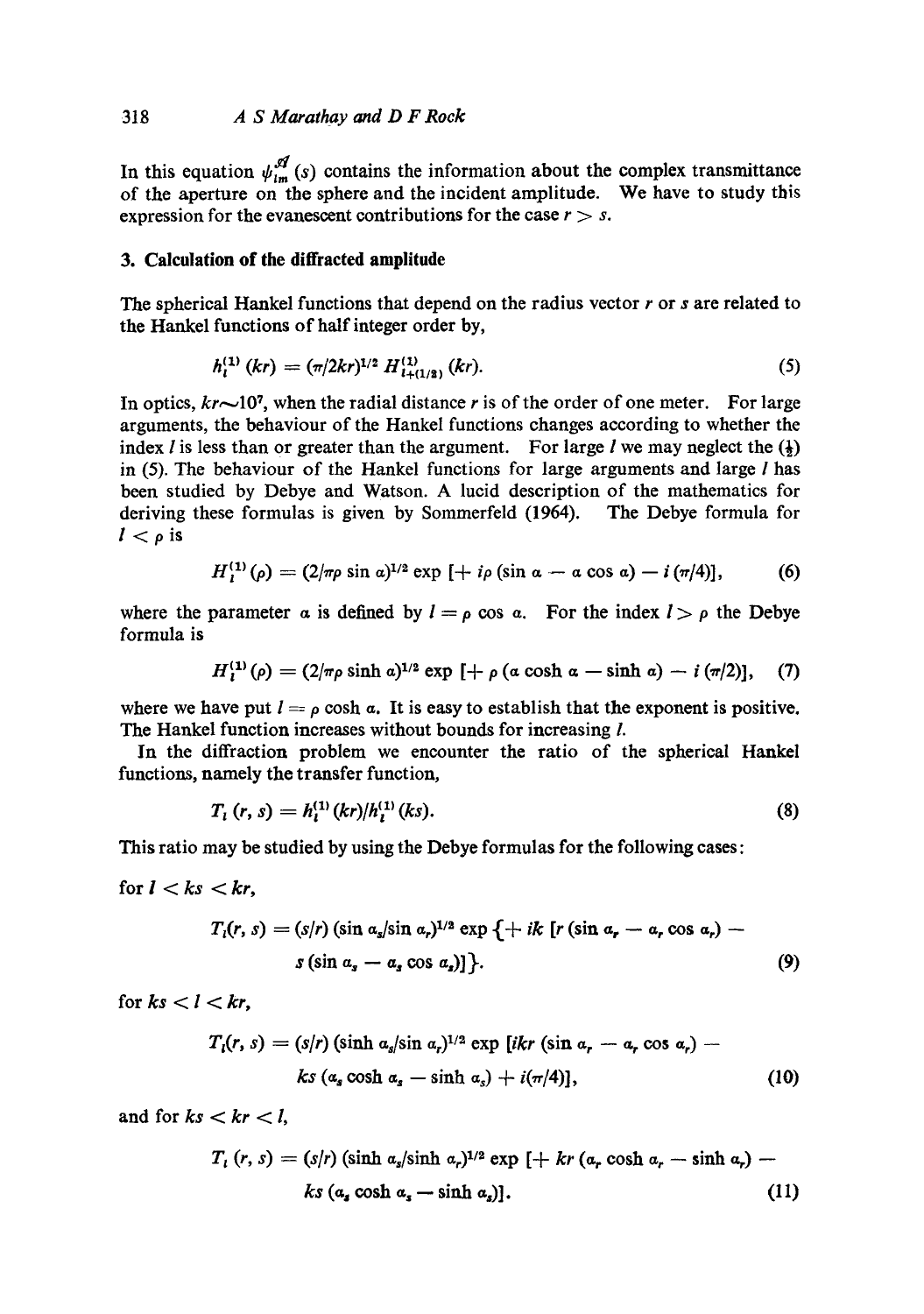In this equation $\psi_{lm}^{\mathscr{A}}(s)$ contains the information about the complex transmittance of the aperture on the sphere and the incident amplitude. We have to study this expression for the evanescent contributions for the case $r > s$.

## 3. Calculation of the diffracted amplitude

The spherical Hankel functions that depend on the radius vector $r$ or $s$ are related to the Hankel functions of half integer order by,

$$h_l^{(1)}(kr) = (\pi/2kr)^{1/2} H_{l+(1/2)}^{(1)}(kr). \tag{5}$$

In optics, $kr \sim 10^7$, when the radial distance $r$ is of the order of one meter. For large arguments, the behaviour of the Hankel functions changes according to whether the index $l$ is less than or greater than the argument. For large $l$ we may neglect the $(\frac{1}{2})$ in (5). The behaviour of the Hankel functions for large arguments and large $l$ has been studied by Debye and Watson. A lucid description of the mathematics for deriving these formulas is given by Sommerfeld (1964). The Debye formula for $l < \rho$ is

$$H_l^{(1)}(\rho) = (2/\pi\rho \sin \alpha)^{1/2} \exp\left[+ i\rho (\sin \alpha - \alpha \cos \alpha) - i(\pi/4)\right], \tag{6}$$

where the parameter $\alpha$ is defined by $l = \rho \cos \alpha$. For the index $l > \rho$ the Debye formula is

$$H_l^{(1)}(\rho) = (2/\pi\rho \sinh \alpha)^{1/2} \exp\left[+ \rho (\alpha \cosh \alpha - \sinh \alpha) - i(\pi/2)\right], \tag{7}$$

where we have put $l = \rho \cosh \alpha$. It is easy to establish that the exponent is positive. The Hankel function increases without bounds for increasing $l$.

In the diffraction problem we encounter the ratio of the spherical Hankel functions, namely the transfer function,

$$T_l(r, s) = h_l^{(1)}(kr)/h_l^{(1)}(ks). \tag{8}$$

This ratio may be studied by using the Debye formulas for the following cases:

for $l < ks < kr$,

$$T_l(r, s) = (s/r)(\sin \alpha_s/\sin \alpha_r)^{1/2} \exp\{+ ik\left[r(\sin \alpha_r - \alpha_r \cos \alpha_r) - s(\sin \alpha_s - \alpha_s \cos \alpha_s)\right]\}. \tag{9}$$

for $ks < l < kr$,

$$T_l(r, s) = (s/r)(\sinh \alpha_s/\sin \alpha_r)^{1/2} \exp\left[ikr(\sin \alpha_r - \alpha_r \cos \alpha_r) - ks(\alpha_s \cosh \alpha_s - \sinh \alpha_s) + i(\pi/4)\right], \tag{10}$$

and for $ks < kr < l$,

$$T_l(r, s) = (s/r)(\sinh \alpha_s/\sinh \alpha_r)^{1/2} \exp\left[+ kr(\alpha_r \cosh \alpha_r - \sinh \alpha_r) - ks(\alpha_s \cosh \alpha_s - \sinh \alpha_s)\right]. \tag{11}$$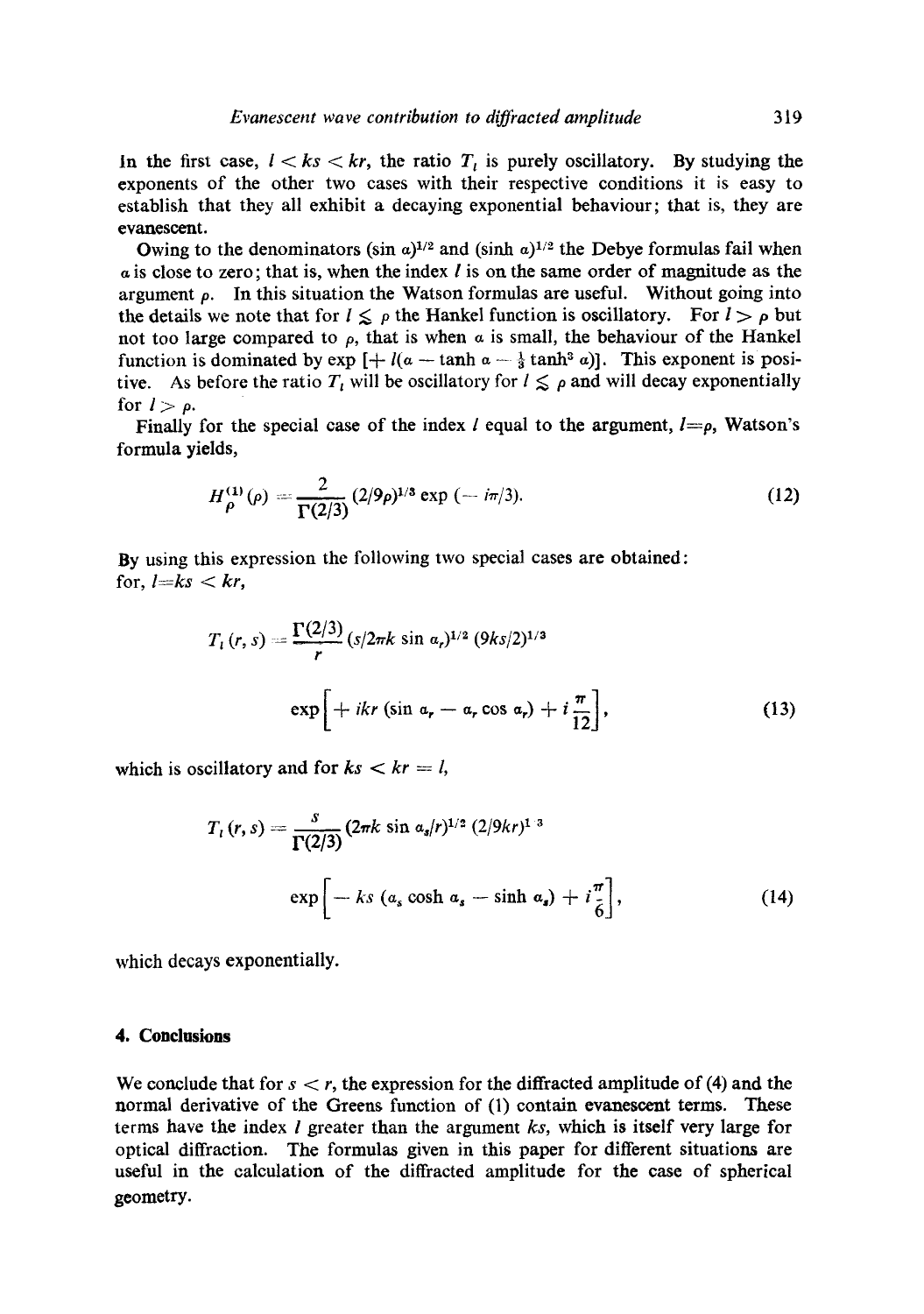In the first case, $l < ks < kr$, the ratio $T_l$ is purely oscillatory. By studying the exponents of the other two cases with their respective conditions it is easy to establish that they all exhibit a decaying exponential behaviour; that is, they are evanescent.

Owing to the denominators $(\sin \alpha)^{1/2}$ and $(\sinh \alpha)^{1/2}$ the Debye formulas fail when $\alpha$ is close to zero; that is, when the index $l$ is on the same order of magnitude as the argument $\rho$. In this situation the Watson formulas are useful. Without going into the details we note that for $l \lesssim \rho$ the Hankel function is oscillatory. For $l > \rho$ but not too large compared to $\rho$, that is when $\alpha$ is small, the behaviour of the Hankel function is dominated by $\exp\,[+\,l(\alpha - \tanh \alpha - \frac{1}{3}\tanh^3 \alpha)]$. This exponent is positive. As before the ratio $T_l$ will be oscillatory for $l \lesssim \rho$ and will decay exponentially for $l > \rho$.

Finally for the special case of the index $l$ equal to the argument, $l = \rho$, Watson's formula yields,

$$H_\rho^{(1)}(\rho) = \frac{2}{\Gamma(2/3)} (2/9\rho)^{1/3} \exp\,(-\, i\pi/3). \tag{12}$$

By using this expression the following two special cases are obtained: for, $l = ks < kr$,

$$T_l(r, s) = \frac{\Gamma(2/3)}{r} (s/2\pi k \sin \alpha_r)^{1/2} (9ks/2)^{1/3}$$

$$\exp\left[+\, ikr\,(\sin \alpha_r - \alpha_r \cos \alpha_r) + i\frac{\pi}{12}\right], \tag{13}$$

which is oscillatory and for $ks < kr = l$,

$$T_l(r, s) = \frac{s}{\Gamma(2/3)} (2\pi k \sin \alpha_s/r)^{1/2} (2/9kr)^{1/3}$$

$$\exp\left[-\, ks\,(\alpha_s \cosh \alpha_s - \sinh \alpha_s) + i\frac{\pi}{6}\right], \tag{14}$$

which decays exponentially.

## 4. Conclusions

We conclude that for $s < r$, the expression for the diffracted amplitude of (4) and the normal derivative of the Greens function of (1) contain evanescent terms. These terms have the index $l$ greater than the argument $ks$, which is itself very large for optical diffraction. The formulas given in this paper for different situations are useful in the calculation of the diffracted amplitude for the case of spherical geometry.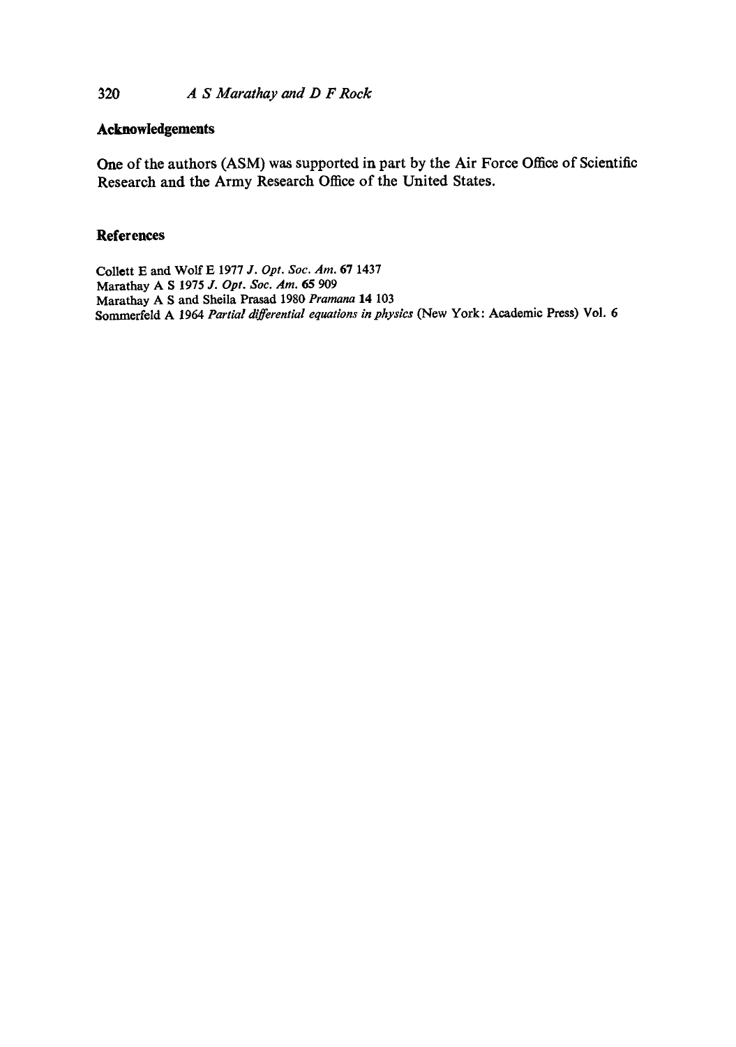## Acknowledgements

One of the authors (ASM) was supported in part by the Air Force Office of Scientific Research and the Army Research Office of the United States.

## References

Collett E and Wolf E 1977 *J. Opt. Soc. Am.* **67** 1437

Marathay A S 1975 *J. Opt. Soc. Am.* **65** 909

Marathay A S and Sheila Prasad 1980 *Pramana* **14** 103

Sommerfeld A 1964 *Partial differential equations in physics* (New York: Academic Press) Vol. 6